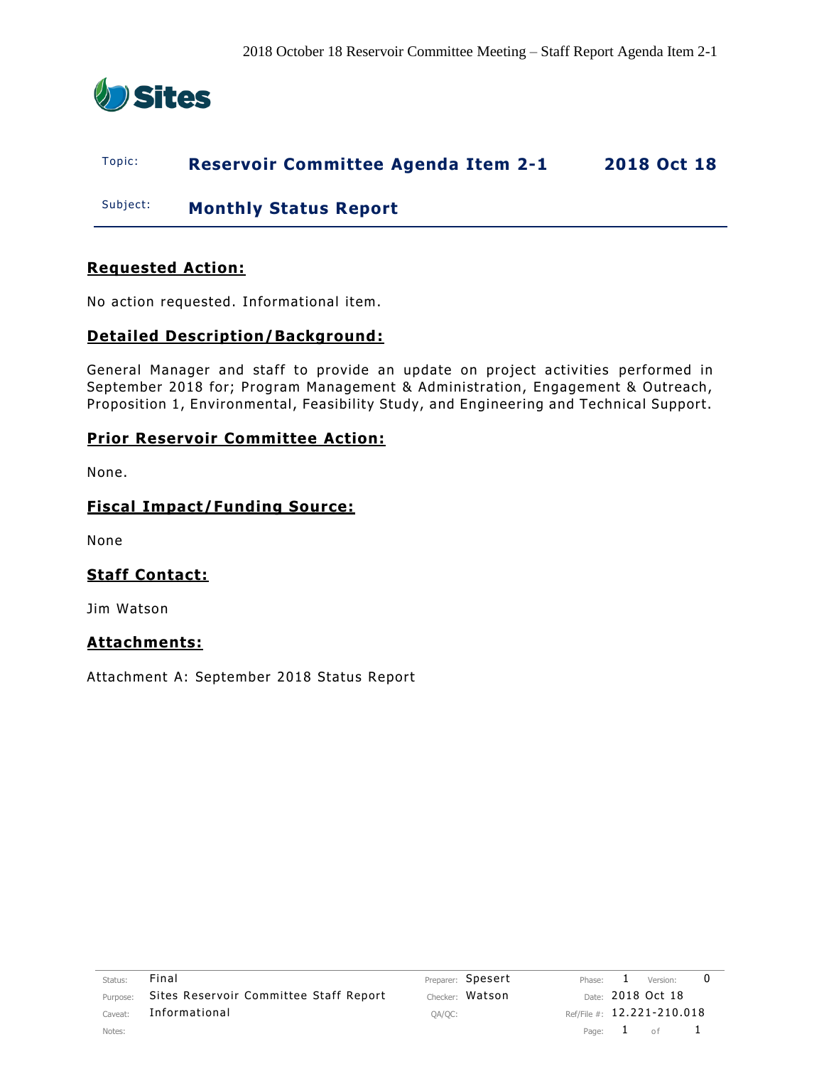| Topic: | Reservoir Committee Agenda Item 2-1 | 2018 Oct 18 |
|---|---|---|
| Subject: | Monthly Status Report | |

## Requested Action:

No action requested. Informational item.

## Detailed Description/Background:

General Manager and staff to provide an update on project activities performed in September 2018 for; Program Management & Administration, Engagement & Outreach, Proposition 1, Environmental, Feasibility Study, and Engineering and Technical Support.

## Prior Reservoir Committee Action:

None.

## Fiscal Impact/Funding Source:

None

## Staff Contact:

Jim Watson

## Attachments:

Attachment A: September 2018 Status Report

| Status: | Final | Preparer: | Spesert | Phase: | 1 | Version: | 0 |
|---|---|---|---|---|---|---|---|
| Purpose: | Sites Reservoir Committee Staff Report | Checker: | Watson | Date: | 2018 Oct 18 | | |
| Caveat: | Informational | QA/QC: | | Ref/File #: | 12.221-210.018 | | |
| Notes: | | | | Page: | 1 | of | 1 |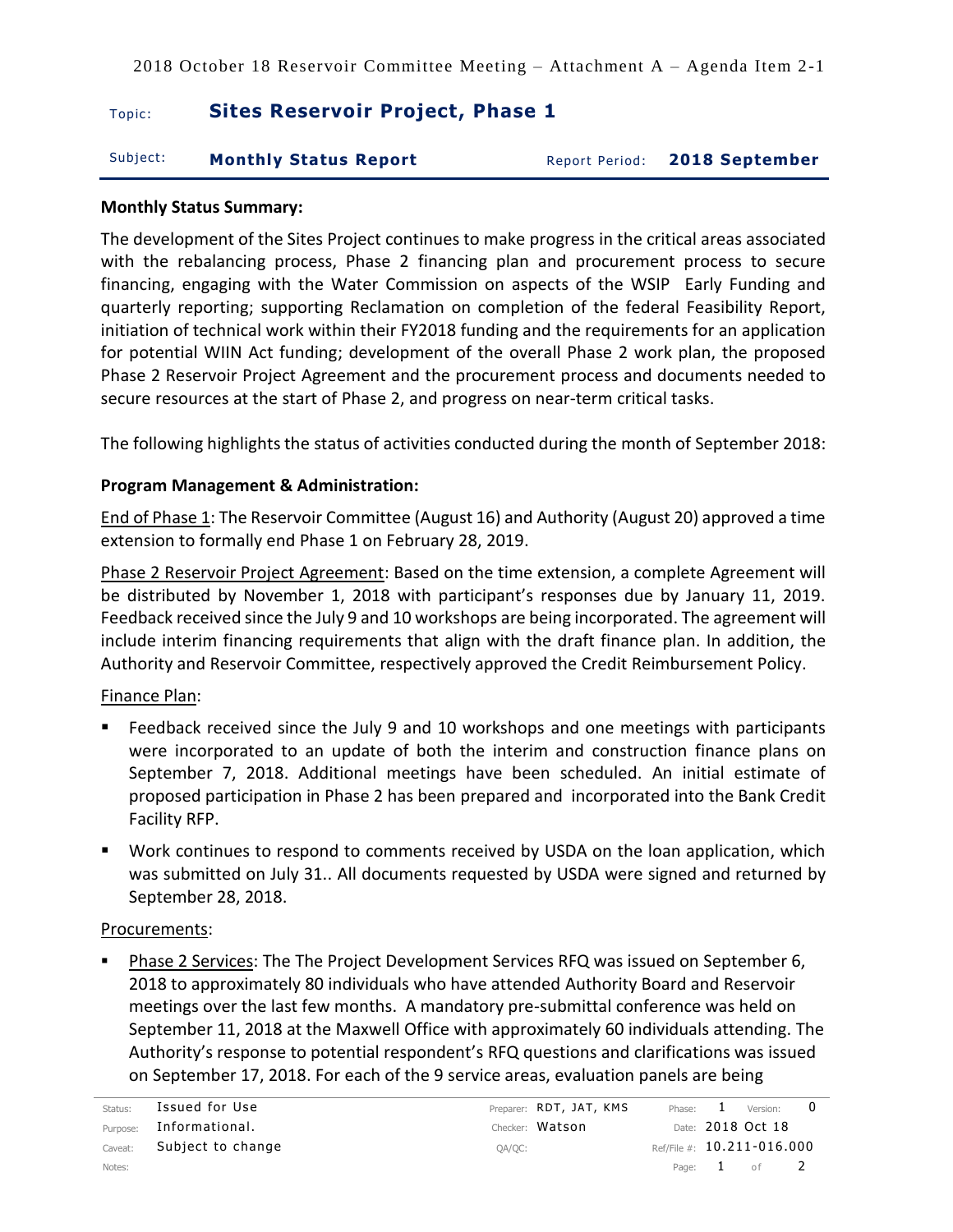## Monthly Status Summary:

The development of the Sites Project continues to make progress in the critical areas associated with the rebalancing process, Phase 2 financing plan and procurement process to secure financing, engaging with the Water Commission on aspects of the WSIP Early Funding and quarterly reporting; supporting Reclamation on completion of the federal Feasibility Report, initiation of technical work within their FY2018 funding and the requirements for an application for potential WIIN Act funding; development of the overall Phase 2 work plan, the proposed Phase 2 Reservoir Project Agreement and the procurement process and documents needed to secure resources at the start of Phase 2, and progress on near-term critical tasks.

The following highlights the status of activities conducted during the month of September 2018:

## Program Management & Administration:

<u>End of Phase 1</u>: The Reservoir Committee (August 16) and Authority (August 20) approved a time extension to formally end Phase 1 on February 28, 2019.

<u>Phase 2 Reservoir Project Agreement</u>: Based on the time extension, a complete Agreement will be distributed by November 1, 2018 with participant's responses due by January 11, 2019. Feedback received since the July 9 and 10 workshops are being incorporated. The agreement will include interim financing requirements that align with the draft finance plan. In addition, the Authority and Reservoir Committee, respectively approved the Credit Reimbursement Policy.

<u>Finance Plan</u>:

- Feedback received since the July 9 and 10 workshops and one meetings with participants were incorporated to an update of both the interim and construction finance plans on September 7, 2018. Additional meetings have been scheduled. An initial estimate of proposed participation in Phase 2 has been prepared and incorporated into the Bank Credit Facility RFP.
- Work continues to respond to comments received by USDA on the loan application, which was submitted on July 31.. All documents requested by USDA were signed and returned by September 28, 2018.

<u>Procurements</u>:

- <u>Phase 2 Services</u>: The The Project Development Services RFQ was issued on September 6, 2018 to approximately 80 individuals who have attended Authority Board and Reservoir meetings over the last few months. A mandatory pre-submittal conference was held on September 11, 2018 at the Maxwell Office with approximately 60 individuals attending. The Authority's response to potential respondent's RFQ questions and clarifications was issued on September 17, 2018. For each of the 9 service areas, evaluation panels are being

| Status: | Issued for Use | Preparer: | RDT, JAT, KMS | Phase: | 1 | Version: | 0 |
|---|---|---|---|---|---|---|---|
| Purpose: | Informational. | Checker: | Watson | Date: | 2018 Oct 18 | | |
| Caveat: | Subject to change | QA/QC: | | Ref/File #: | 10.211-016.000 | | |
| Notes: | | | | | | | |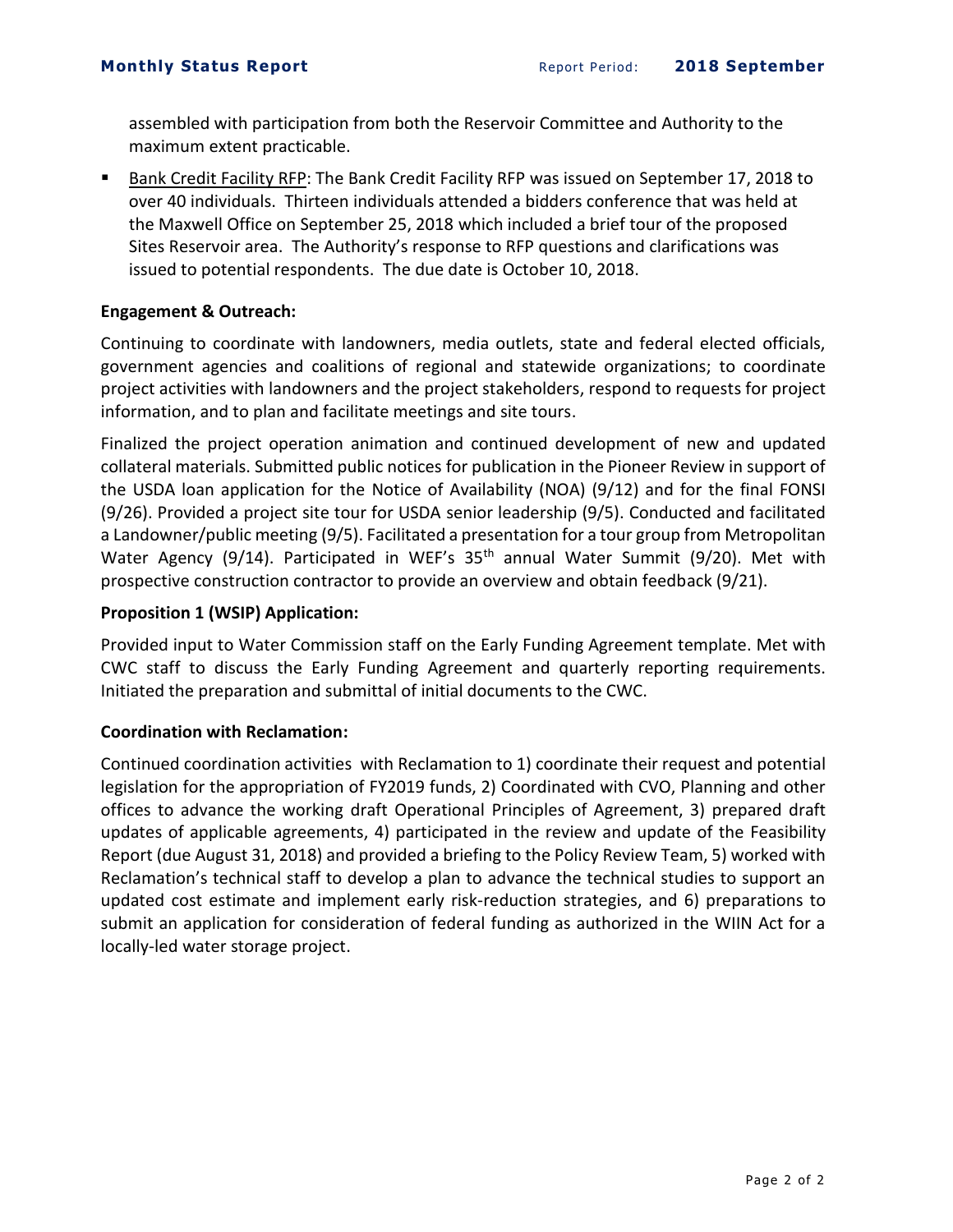assembled with participation from both the Reservoir Committee and Authority to the maximum extent practicable.

- Bank Credit Facility RFP: The Bank Credit Facility RFP was issued on September 17, 2018 to over 40 individuals. Thirteen individuals attended a bidders conference that was held at the Maxwell Office on September 25, 2018 which included a brief tour of the proposed Sites Reservoir area. The Authority's response to RFP questions and clarifications was issued to potential respondents. The due date is October 10, 2018.

**Engagement & Outreach:**

Continuing to coordinate with landowners, media outlets, state and federal elected officials, government agencies and coalitions of regional and statewide organizations; to coordinate project activities with landowners and the project stakeholders, respond to requests for project information, and to plan and facilitate meetings and site tours.

Finalized the project operation animation and continued development of new and updated collateral materials. Submitted public notices for publication in the Pioneer Review in support of the USDA loan application for the Notice of Availability (NOA) (9/12) and for the final FONSI (9/26). Provided a project site tour for USDA senior leadership (9/5). Conducted and facilitated a Landowner/public meeting (9/5). Facilitated a presentation for a tour group from Metropolitan Water Agency (9/14). Participated in WEF's 35th annual Water Summit (9/20). Met with prospective construction contractor to provide an overview and obtain feedback (9/21).

**Proposition 1 (WSIP) Application:**

Provided input to Water Commission staff on the Early Funding Agreement template. Met with CWC staff to discuss the Early Funding Agreement and quarterly reporting requirements. Initiated the preparation and submittal of initial documents to the CWC.

**Coordination with Reclamation:**

Continued coordination activities with Reclamation to 1) coordinate their request and potential legislation for the appropriation of FY2019 funds, 2) Coordinated with CVO, Planning and other offices to advance the working draft Operational Principles of Agreement, 3) prepared draft updates of applicable agreements, 4) participated in the review and update of the Feasibility Report (due August 31, 2018) and provided a briefing to the Policy Review Team, 5) worked with Reclamation's technical staff to develop a plan to advance the technical studies to support an updated cost estimate and implement early risk-reduction strategies, and 6) preparations to submit an application for consideration of federal funding as authorized in the WIIN Act for a locally-led water storage project.